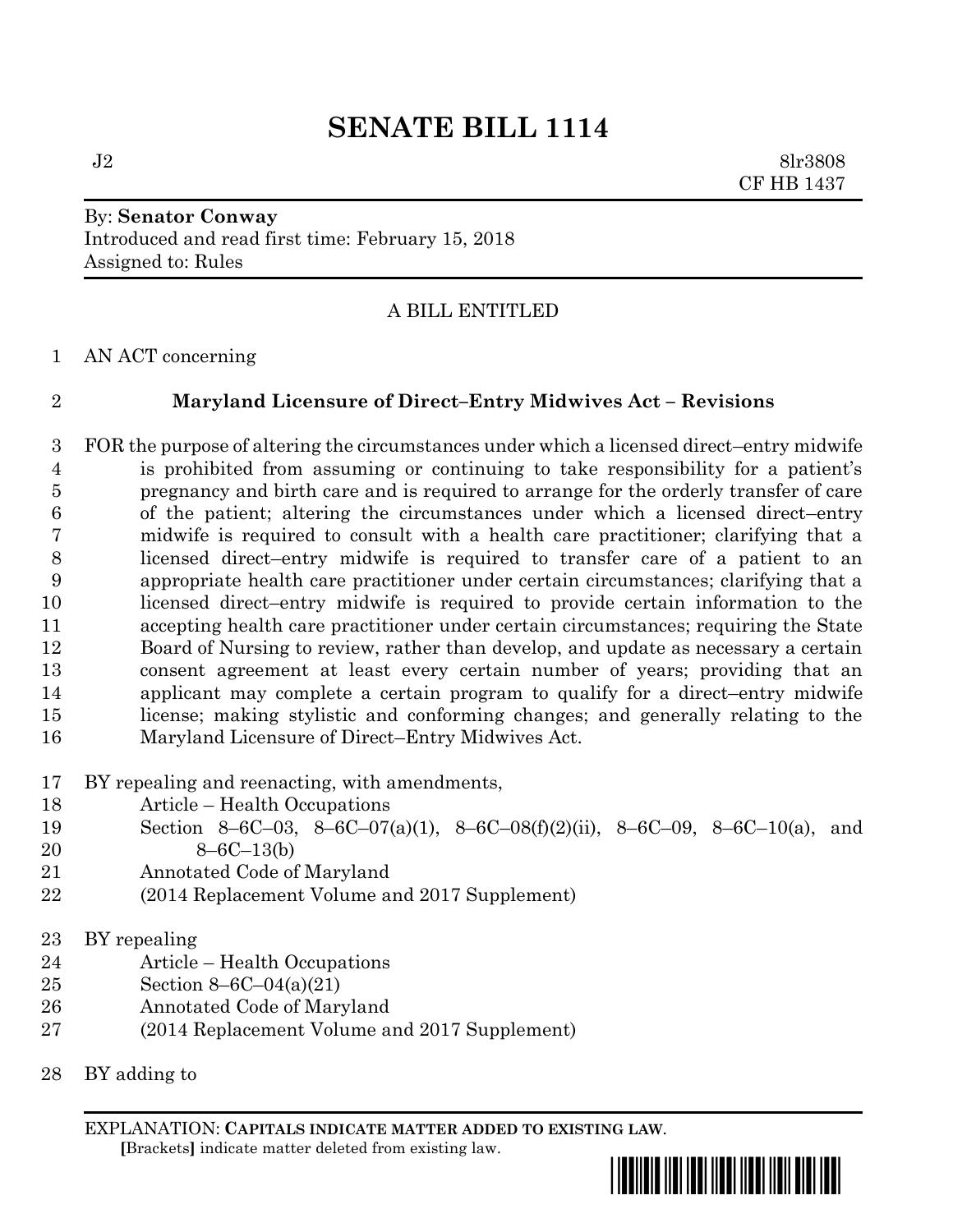# SENATE BILL 1114

J2 8lr3808
CF HB 1437

By: **Senator Conway**
Introduced and read first time: February 15, 2018
Assigned to: Rules

A BILL ENTITLED

AN ACT concerning

**Maryland Licensure of Direct–Entry Midwives Act – Revisions**

FOR the purpose of altering the circumstances under which a licensed direct–entry midwife is prohibited from assuming or continuing to take responsibility for a patient's pregnancy and birth care and is required to arrange for the orderly transfer of care of the patient; altering the circumstances under which a licensed direct–entry midwife is required to consult with a health care practitioner; clarifying that a licensed direct–entry midwife is required to transfer care of a patient to an appropriate health care practitioner under certain circumstances; clarifying that a licensed direct–entry midwife is required to provide certain information to the accepting health care practitioner under certain circumstances; requiring the State Board of Nursing to review, rather than develop, and update as necessary a certain consent agreement at least every certain number of years; providing that an applicant may complete a certain program to qualify for a direct–entry midwife license; making stylistic and conforming changes; and generally relating to the Maryland Licensure of Direct–Entry Midwives Act.

BY repealing and reenacting, with amendments,
Article – Health Occupations
Section 8–6C–03, 8–6C–07(a)(1), 8–6C–08(f)(2)(ii), 8–6C–09, 8–6C–10(a), and 8–6C–13(b)
Annotated Code of Maryland
(2014 Replacement Volume and 2017 Supplement)

BY repealing
Article – Health Occupations
Section 8–6C–04(a)(21)
Annotated Code of Maryland
(2014 Replacement Volume and 2017 Supplement)

BY adding to

EXPLANATION: **CAPITALS INDICATE MATTER ADDED TO EXISTING LAW**.
**[**Brackets**]** indicate matter deleted from existing law.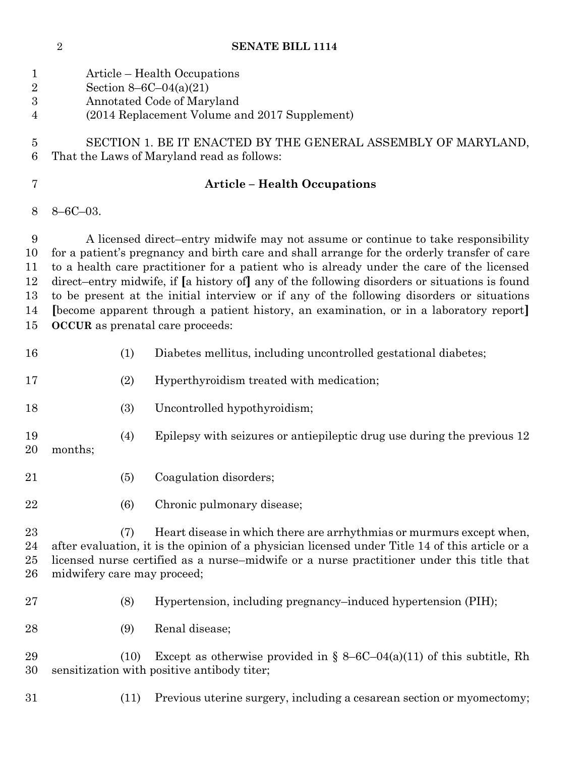Article – Health Occupations
Section 8–6C–04(a)(21)
Annotated Code of Maryland
(2014 Replacement Volume and 2017 Supplement)

SECTION 1. BE IT ENACTED BY THE GENERAL ASSEMBLY OF MARYLAND, That the Laws of Maryland read as follows:

**Article – Health Occupations**

8–6C–03.

A licensed direct–entry midwife may not assume or continue to take responsibility for a patient's pregnancy and birth care and shall arrange for the orderly transfer of care to a health care practitioner for a patient who is already under the care of the licensed direct–entry midwife, if **[**a history of**]** any of the following disorders or situations is found to be present at the initial interview or if any of the following disorders or situations **[**become apparent through a patient history, an examination, or in a laboratory report**]** **OCCUR** as prenatal care proceeds:

(1) Diabetes mellitus, including uncontrolled gestational diabetes;

(2) Hyperthyroidism treated with medication;

(3) Uncontrolled hypothyroidism;

(4) Epilepsy with seizures or antiepileptic drug use during the previous 12 months;

(5) Coagulation disorders;

(6) Chronic pulmonary disease;

(7) Heart disease in which there are arrhythmias or murmurs except when, after evaluation, it is the opinion of a physician licensed under Title 14 of this article or a licensed nurse certified as a nurse–midwife or a nurse practitioner under this title that midwifery care may proceed;

(8) Hypertension, including pregnancy–induced hypertension (PIH);

(9) Renal disease;

(10) Except as otherwise provided in § 8–6C–04(a)(11) of this subtitle, Rh sensitization with positive antibody titer;

(11) Previous uterine surgery, including a cesarean section or myomectomy;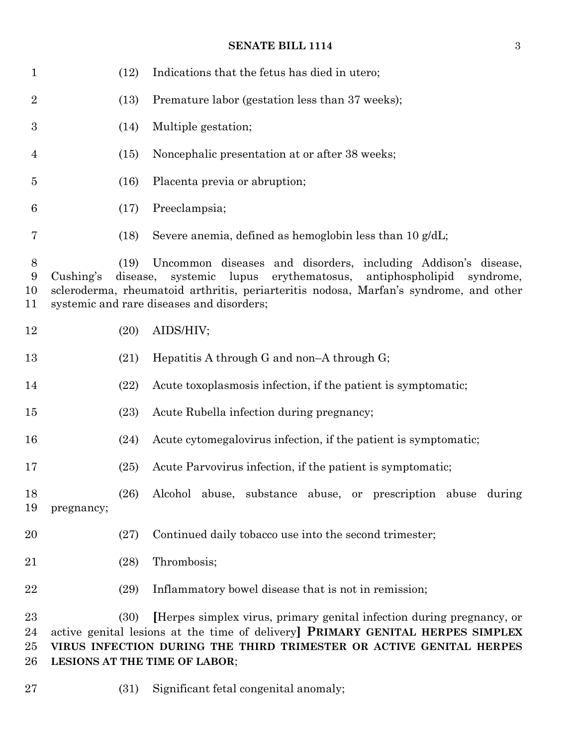(12) Indications that the fetus has died in utero;

(13) Premature labor (gestation less than 37 weeks);

(14) Multiple gestation;

(15) Noncephalic presentation at or after 38 weeks;

(16) Placenta previa or abruption;

(17) Preeclampsia;

(18) Severe anemia, defined as hemoglobin less than 10 g/dL;

(19) Uncommon diseases and disorders, including Addison's disease, Cushing's disease, systemic lupus erythematosus, antiphospholipid syndrome, scleroderma, rheumatoid arthritis, periarteritis nodosa, Marfan's syndrome, and other systemic and rare diseases and disorders;

(20) AIDS/HIV;

(21) Hepatitis A through G and non–A through G;

(22) Acute toxoplasmosis infection, if the patient is symptomatic;

(23) Acute Rubella infection during pregnancy;

(24) Acute cytomegalovirus infection, if the patient is symptomatic;

(25) Acute Parvovirus infection, if the patient is symptomatic;

(26) Alcohol abuse, substance abuse, or prescription abuse during pregnancy;

(27) Continued daily tobacco use into the second trimester;

(28) Thrombosis;

(29) Inflammatory bowel disease that is not in remission;

(30) **[**Herpes simplex virus, primary genital infection during pregnancy, or active genital lesions at the time of delivery**] PRIMARY GENITAL HERPES SIMPLEX VIRUS INFECTION DURING THE THIRD TRIMESTER OR ACTIVE GENITAL HERPES LESIONS AT THE TIME OF LABOR**;

(31) Significant fetal congenital anomaly;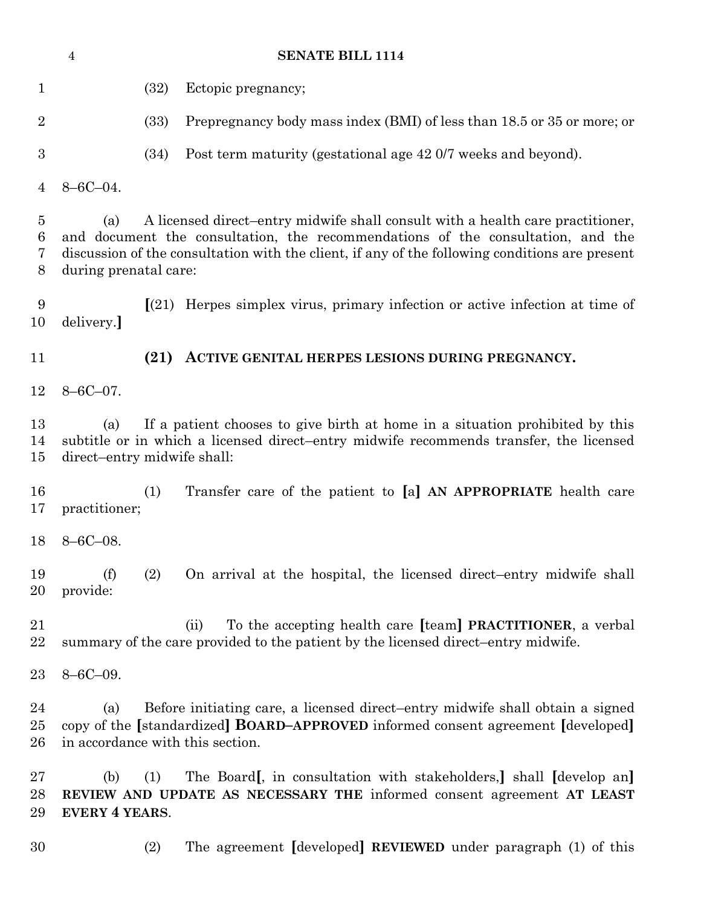(32) Ectopic pregnancy;

(33) Prepregnancy body mass index (BMI) of less than 18.5 or 35 or more; or

(34) Post term maturity (gestational age 42 0/7 weeks and beyond).

8–6C–04.

(a) A licensed direct–entry midwife shall consult with a health care practitioner, and document the consultation, the recommendations of the consultation, and the discussion of the consultation with the client, if any of the following conditions are present during prenatal care:

**[**(21) Herpes simplex virus, primary infection or active infection at time of delivery.**]**

**(21) ACTIVE GENITAL HERPES LESIONS DURING PREGNANCY.**

8–6C–07.

(a) If a patient chooses to give birth at home in a situation prohibited by this subtitle or in which a licensed direct–entry midwife recommends transfer, the licensed direct–entry midwife shall:

(1) Transfer care of the patient to **[**a**]** **AN APPROPRIATE** health care practitioner;

8–6C–08.

(f) (2) On arrival at the hospital, the licensed direct–entry midwife shall provide:

(ii) To the accepting health care **[**team**]** **PRACTITIONER**, a verbal summary of the care provided to the patient by the licensed direct–entry midwife.

8–6C–09.

(a) Before initiating care, a licensed direct–entry midwife shall obtain a signed copy of the **[**standardized**]** **BOARD–APPROVED** informed consent agreement **[**developed**]** in accordance with this section.

(b) (1) The Board**[**, in consultation with stakeholders,**]** shall **[**develop an**]** **REVIEW AND UPDATE AS NECESSARY THE** informed consent agreement **AT LEAST EVERY 4 YEARS**.

(2) The agreement **[**developed**]** **REVIEWED** under paragraph (1) of this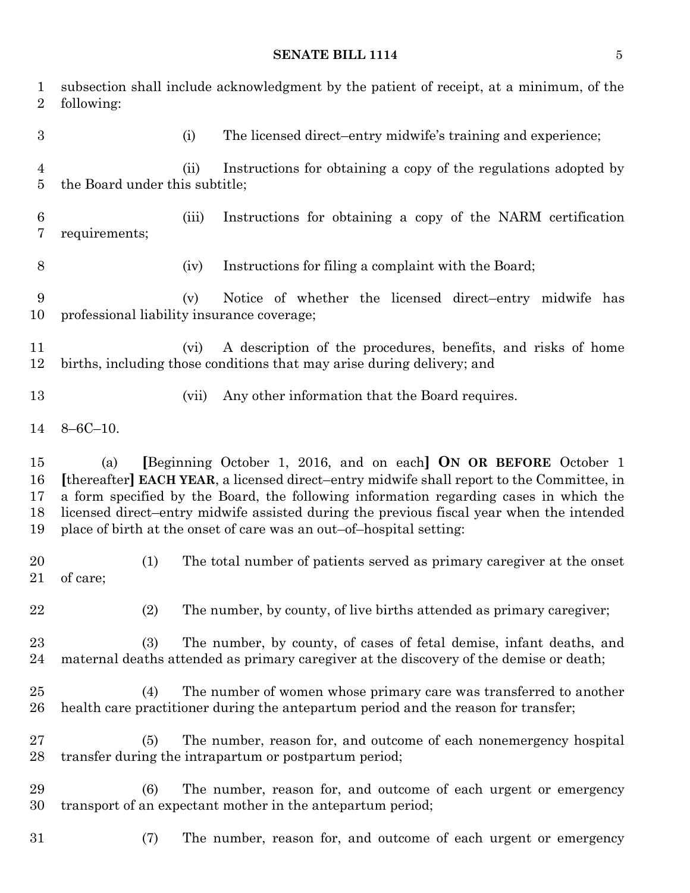subsection shall include acknowledgment by the patient of receipt, at a minimum, of the following:

(i) The licensed direct–entry midwife's training and experience;

(ii) Instructions for obtaining a copy of the regulations adopted by the Board under this subtitle;

(iii) Instructions for obtaining a copy of the NARM certification requirements;

(iv) Instructions for filing a complaint with the Board;

(v) Notice of whether the licensed direct–entry midwife has professional liability insurance coverage;

(vi) A description of the procedures, benefits, and risks of home births, including those conditions that may arise during delivery; and

(vii) Any other information that the Board requires.

8–6C–10.

(a) **[**Beginning October 1, 2016, and on each**]** **ON OR BEFORE** October 1 **[**thereafter**]** **EACH YEAR**, a licensed direct–entry midwife shall report to the Committee, in a form specified by the Board, the following information regarding cases in which the licensed direct–entry midwife assisted during the previous fiscal year when the intended place of birth at the onset of care was an out–of–hospital setting:

(1) The total number of patients served as primary caregiver at the onset of care;

(2) The number, by county, of live births attended as primary caregiver;

(3) The number, by county, of cases of fetal demise, infant deaths, and maternal deaths attended as primary caregiver at the discovery of the demise or death;

(4) The number of women whose primary care was transferred to another health care practitioner during the antepartum period and the reason for transfer;

(5) The number, reason for, and outcome of each nonemergency hospital transfer during the intrapartum or postpartum period;

(6) The number, reason for, and outcome of each urgent or emergency transport of an expectant mother in the antepartum period;

(7) The number, reason for, and outcome of each urgent or emergency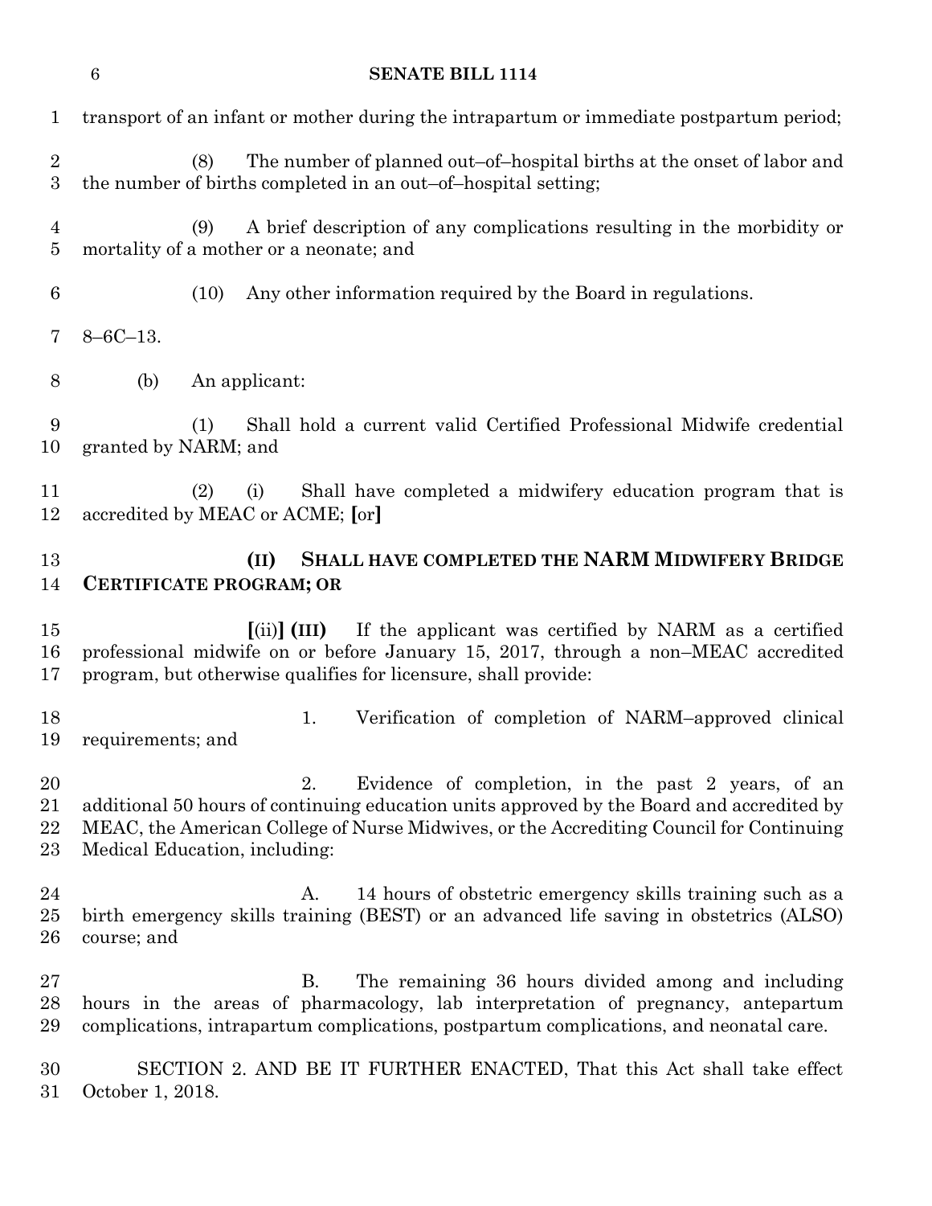transport of an infant or mother during the intrapartum or immediate postpartum period;

(8) The number of planned out–of–hospital births at the onset of labor and the number of births completed in an out–of–hospital setting;

(9) A brief description of any complications resulting in the morbidity or mortality of a mother or a neonate; and

(10) Any other information required by the Board in regulations.

8–6C–13.

(b) An applicant:

(1) Shall hold a current valid Certified Professional Midwife credential granted by NARM; and

(2) (i) Shall have completed a midwifery education program that is accredited by MEAC or ACME; **[**or**]**

**(II) SHALL HAVE COMPLETED THE NARM MIDWIFERY BRIDGE CERTIFICATE PROGRAM; OR**

**[**(ii)**] (III)** If the applicant was certified by NARM as a certified professional midwife on or before January 15, 2017, through a non–MEAC accredited program, but otherwise qualifies for licensure, shall provide:

1. Verification of completion of NARM–approved clinical requirements; and

2. Evidence of completion, in the past 2 years, of an additional 50 hours of continuing education units approved by the Board and accredited by MEAC, the American College of Nurse Midwives, or the Accrediting Council for Continuing Medical Education, including:

A. 14 hours of obstetric emergency skills training such as a birth emergency skills training (BEST) or an advanced life saving in obstetrics (ALSO) course; and

B. The remaining 36 hours divided among and including hours in the areas of pharmacology, lab interpretation of pregnancy, antepartum complications, intrapartum complications, postpartum complications, and neonatal care.

SECTION 2. AND BE IT FURTHER ENACTED, That this Act shall take effect October 1, 2018.